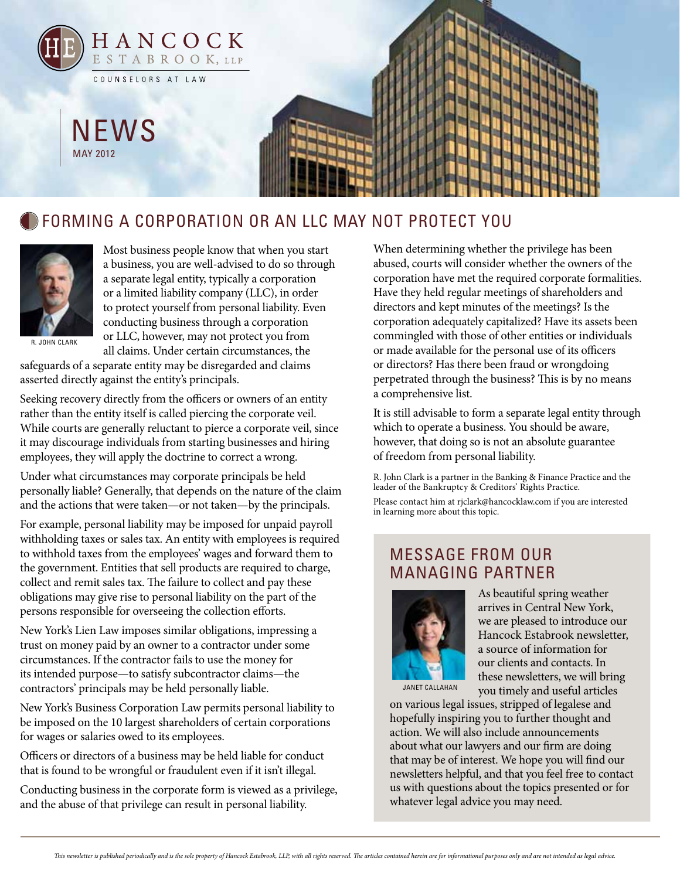HANCOCK ESTABROOK, LLP

COUNSELORS AT LAW

# NEWS

MAY 2012

## FORMING A CORPORATION OR AN LLC MAY NOT PROTECT YOU

R. JOHN CLARK

Most business people know that when you start a business, you are well-advised to do so through a separate legal entity, typically a corporation or a limited liability company (LLC), in order to protect yourself from personal liability. Even conducting business through a corporation or LLC, however, may not protect you from all claims. Under certain circumstances, the safeguards of a separate entity may be disregarded and claims asserted directly against the entity's principals.

Seeking recovery directly from the officers or owners of an entity rather than the entity itself is called piercing the corporate veil. While courts are generally reluctant to pierce a corporate veil, since it may discourage individuals from starting businesses and hiring employees, they will apply the doctrine to correct a wrong.

Under what circumstances may corporate principals be held personally liable? Generally, that depends on the nature of the claim and the actions that were taken—or not taken—by the principals.

For example, personal liability may be imposed for unpaid payroll withholding taxes or sales tax. An entity with employees is required to withhold taxes from the employees' wages and forward them to the government. Entities that sell products are required to charge, collect and remit sales tax. The failure to collect and pay these obligations may give rise to personal liability on the part of the persons responsible for overseeing the collection efforts.

New York's Lien Law imposes similar obligations, impressing a trust on money paid by an owner to a contractor under some circumstances. If the contractor fails to use the money for its intended purpose—to satisfy subcontractor claims—the contractors' principals may be held personally liable.

New York's Business Corporation Law permits personal liability to be imposed on the 10 largest shareholders of certain corporations for wages or salaries owed to its employees.

Officers or directors of a business may be held liable for conduct that is found to be wrongful or fraudulent even if it isn't illegal.

Conducting business in the corporate form is viewed as a privilege, and the abuse of that privilege can result in personal liability.

When determining whether the privilege has been abused, courts will consider whether the owners of the corporation have met the required corporate formalities. Have they held regular meetings of shareholders and directors and kept minutes of the meetings? Is the corporation adequately capitalized? Have its assets been commingled with those of other entities or individuals or made available for the personal use of its officers or directors? Has there been fraud or wrongdoing perpetrated through the business? This is by no means a comprehensive list.

It is still advisable to form a separate legal entity through which to operate a business. You should be aware, however, that doing so is not an absolute guarantee of freedom from personal liability.

R. John Clark is a partner in the Banking & Finance Practice and the leader of the Bankruptcy & Creditors' Rights Practice.

Please contact him at rjclark@hancocklaw.com if you are interested in learning more about this topic.

## MESSAGE FROM OUR MANAGING PARTNER

JANET CALLAHAN

As beautiful spring weather arrives in Central New York, we are pleased to introduce our Hancock Estabrook newsletter, a source of information for our clients and contacts. In these newsletters, we will bring you timely and useful articles on various legal issues, stripped of legalese and hopefully inspiring you to further thought and action. We will also include announcements about what our lawyers and our firm are doing that may be of interest. We hope you will find our newsletters helpful, and that you feel free to contact us with questions about the topics presented or for whatever legal advice you may need.

*This newsletter is published periodically and is the sole property of Hancock Estabrook, LLP, with all rights reserved. The articles contained herein are for informational purposes only and are not intended as legal advice.*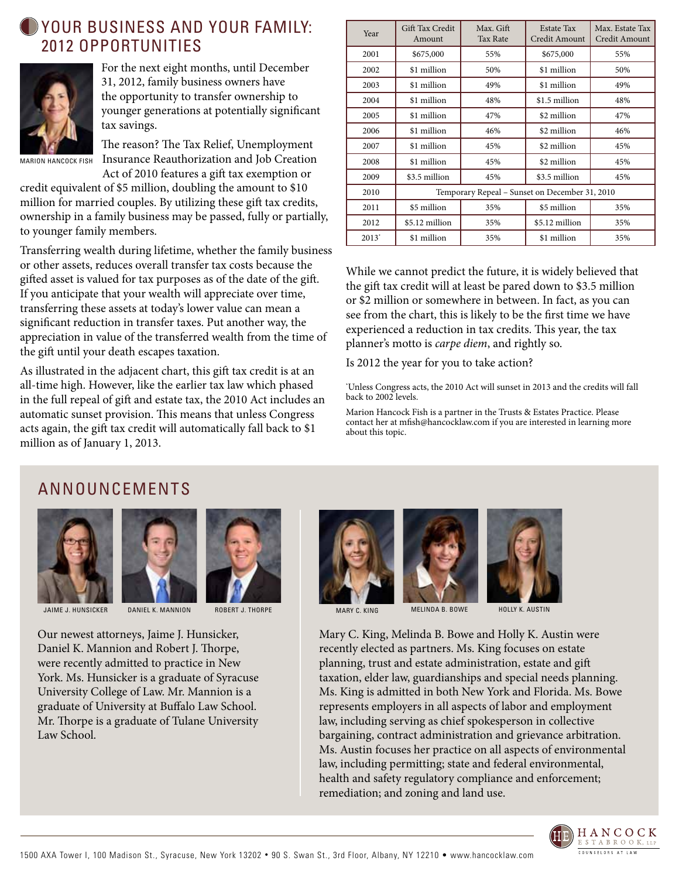## YOUR BUSINESS AND YOUR FAMILY: 2012 OPPORTUNITIES

MARION HANCOCK FISH

For the next eight months, until December 31, 2012, family business owners have the opportunity to transfer ownership to younger generations at potentially significant tax savings.

The reason? The Tax Relief, Unemployment Insurance Reauthorization and Job Creation Act of 2010 features a gift tax exemption or credit equivalent of $5 million, doubling the amount to $10 million for married couples. By utilizing these gift tax credits, ownership in a family business may be passed, fully or partially, to younger family members.

Transferring wealth during lifetime, whether the family business or other assets, reduces overall transfer tax costs because the gifted asset is valued for tax purposes as of the date of the gift. If you anticipate that your wealth will appreciate over time, transferring these assets at today's lower value can mean a significant reduction in transfer taxes. Put another way, the appreciation in value of the transferred wealth from the time of the gift until your death escapes taxation.

As illustrated in the adjacent chart, this gift tax credit is at an all-time high. However, like the earlier tax law which phased in the full repeal of gift and estate tax, the 2010 Act includes an automatic sunset provision. This means that unless Congress acts again, the gift tax credit will automatically fall back to $1 million as of January 1, 2013.

| Year | Gift Tax Credit Amount | Max. Gift Tax Rate | Estate Tax Credit Amount | Max. Estate Tax Credit Amount |
|---|---|---|---|---|
| 2001 | $675,000 | 55% | $675,000 | 55% |
| 2002 | $1 million | 50% | $1 million | 50% |
| 2003 | $1 million | 49% | $1 million | 49% |
| 2004 | $1 million | 48% | $1.5 million | 48% |
| 2005 | $1 million | 47% | $2 million | 47% |
| 2006 | $1 million | 46% | $2 million | 46% |
| 2007 | $1 million | 45% | $2 million | 45% |
| 2008 | $1 million | 45% | $2 million | 45% |
| 2009 | $3.5 million | 45% | $3.5 million | 45% |
| 2010 | Temporary Repeal – Sunset on December 31, 2010 | | | |
| 2011 | $5 million | 35% | $5 million | 35% |
| 2012 | $5.12 million | 35% | $5.12 million | 35% |
| 2013* | $1 million | 35% | $1 million | 35% |

While we cannot predict the future, it is widely believed that the gift tax credit will at least be pared down to $3.5 million or $2 million or somewhere in between. In fact, as you can see from the chart, this is likely to be the first time we have experienced a reduction in tax credits. This year, the tax planner's motto is *carpe diem*, and rightly so.

Is 2012 the year for you to take action?

*Unless Congress acts, the 2010 Act will sunset in 2013 and the credits will fall back to 2002 levels.

Marion Hancock Fish is a partner in the Trusts & Estates Practice. Please contact her at mfish@hancocklaw.com if you are interested in learning more about this topic.

## ANNOUNCEMENTS

JAIME J. HUNSICKER DANIEL K. MANNION ROBERT J. THORPE

Our newest attorneys, Jaime J. Hunsicker, Daniel K. Mannion and Robert J. Thorpe, were recently admitted to practice in New York. Ms. Hunsicker is a graduate of Syracuse University College of Law. Mr. Mannion is a graduate of University at Buffalo Law School. Mr. Thorpe is a graduate of Tulane University Law School.

MARY C. KING MELINDA B. BOWE HOLLY K. AUSTIN

Mary C. King, Melinda B. Bowe and Holly K. Austin were recently elected as partners. Ms. King focuses on estate planning, trust and estate administration, estate and gift taxation, elder law, guardianships and special needs planning. Ms. King is admitted in both New York and Florida. Ms. Bowe represents employers in all aspects of labor and employment law, including serving as chief spokesperson in collective bargaining, contract administration and grievance arbitration. Ms. Austin focuses her practice on all aspects of environmental law, including permitting; state and federal environmental, health and safety regulatory compliance and enforcement; remediation; and zoning and land use.

1500 AXA Tower I, 100 Madison St., Syracuse, New York 13202 • 90 S. Swan St., 3rd Floor, Albany, NY 12210 • www.hancocklaw.com

HANCOCK ESTABROOK, LLP COUNSELORS AT LAW